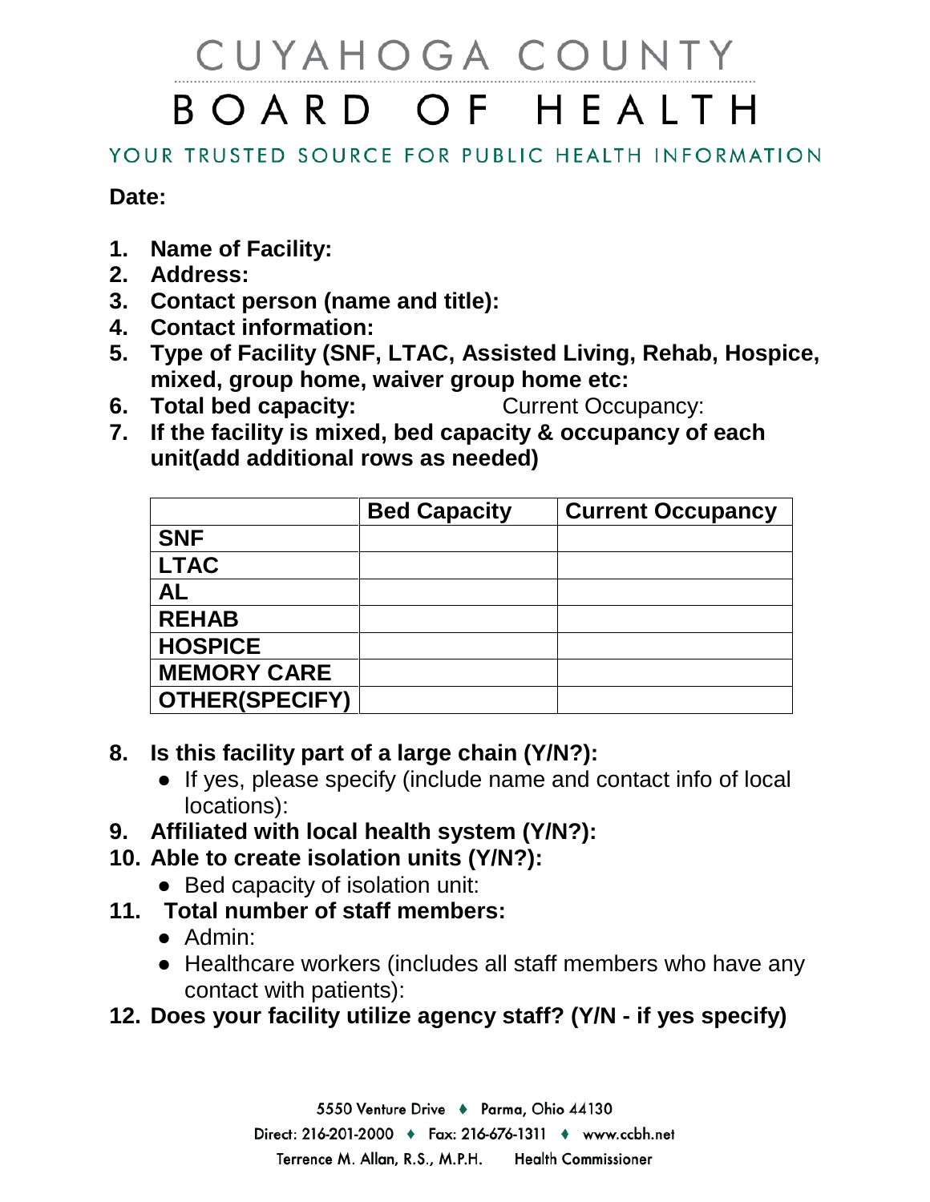# CUYAHOGA COUNTY

# BOARD OF HEALTH

YOUR TRUSTED SOURCE FOR PUBLIC HEALTH INFORMATION

**Date:**

1. **Name of Facility:**
2. **Address:**
3. **Contact person (name and title):**
4. **Contact information:**
5. **Type of Facility (SNF, LTAC, Assisted Living, Rehab, Hospice, mixed, group home, waiver group home etc:**
6. **Total bed capacity:** Current Occupancy:
7. **If the facility is mixed, bed capacity & occupancy of each unit(add additional rows as needed)**

| | Bed Capacity | Current Occupancy |
|---|---|---|
| **SNF** | | |
| **LTAC** | | |
| **AL** | | |
| **REHAB** | | |
| **HOSPICE** | | |
| **MEMORY CARE** | | |
| **OTHER(SPECIFY)** | | |

8. **Is this facility part of a large chain (Y/N?):**
   - If yes, please specify (include name and contact info of local locations):
9. **Affiliated with local health system (Y/N?):**
10. **Able to create isolation units (Y/N?):**
    - Bed capacity of isolation unit:
11. **Total number of staff members:**
    - Admin:
    - Healthcare workers (includes all staff members who have any contact with patients):
12. **Does your facility utilize agency staff? (Y/N - if yes specify)**

5550 Venture Drive ♦ Parma, Ohio 44130

Direct: 216-201-2000 ♦ Fax: 216-676-1311 ♦ www.ccbh.net

Terrence M. Allan, R.S., M.P.H. Health Commissioner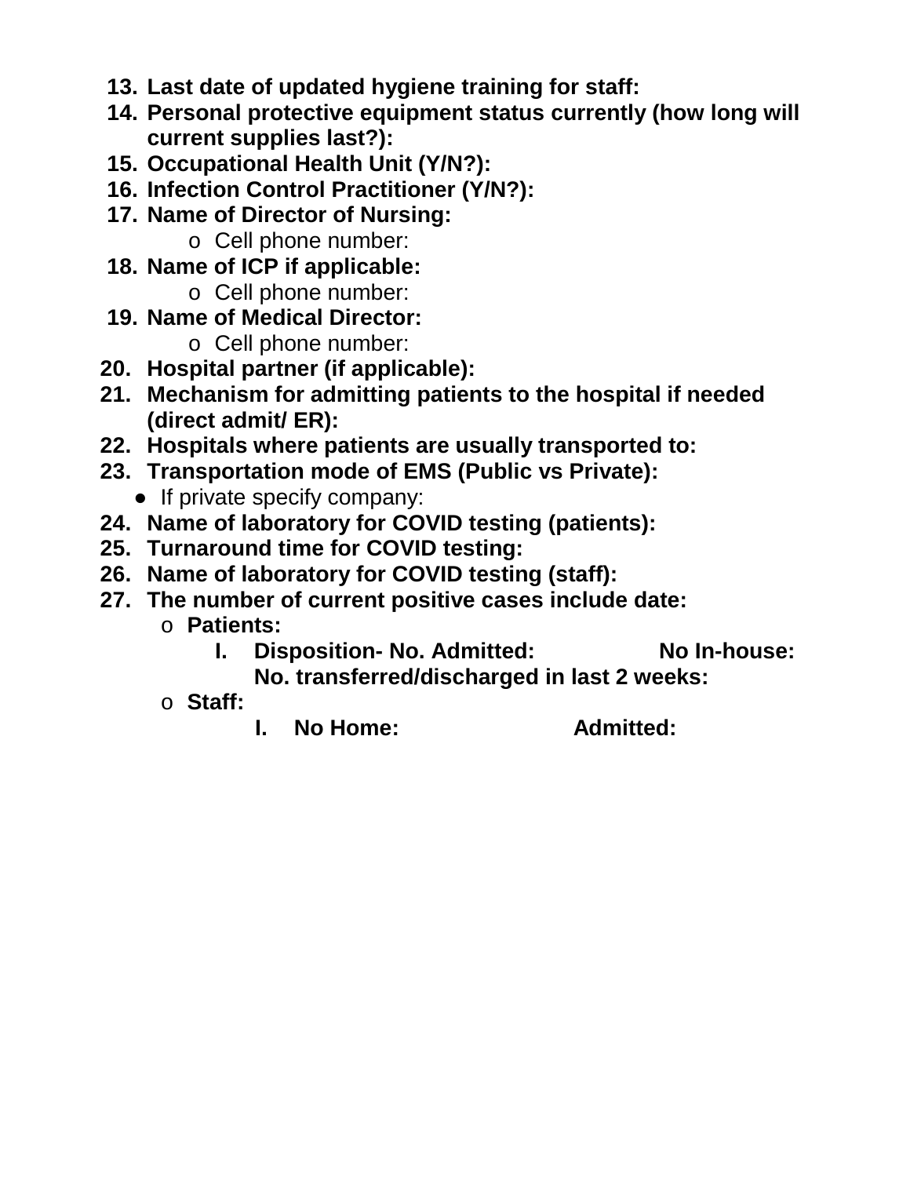13. **Last date of updated hygiene training for staff:**
14. **Personal protective equipment status currently (how long will current supplies last?):**
15. **Occupational Health Unit (Y/N?):**
16. **Infection Control Practitioner (Y/N?):**
17. **Name of Director of Nursing:**
    - Cell phone number:
18. **Name of ICP if applicable:**
    - Cell phone number:
19. **Name of Medical Director:**
    - Cell phone number:
20. **Hospital partner (if applicable):**
21. **Mechanism for admitting patients to the hospital if needed (direct admit/ ER):**
22. **Hospitals where patients are usually transported to:**
23. **Transportation mode of EMS (Public vs Private):**
    - If private specify company:
24. **Name of laboratory for COVID testing (patients):**
25. **Turnaround time for COVID testing:**
26. **Name of laboratory for COVID testing (staff):**
27. **The number of current positive cases include date:**
    - **Patients:**
        I. **Disposition- No. Admitted: No In-house: No. transferred/discharged in last 2 weeks:**
    - **Staff:**
        I. **No Home: Admitted:**